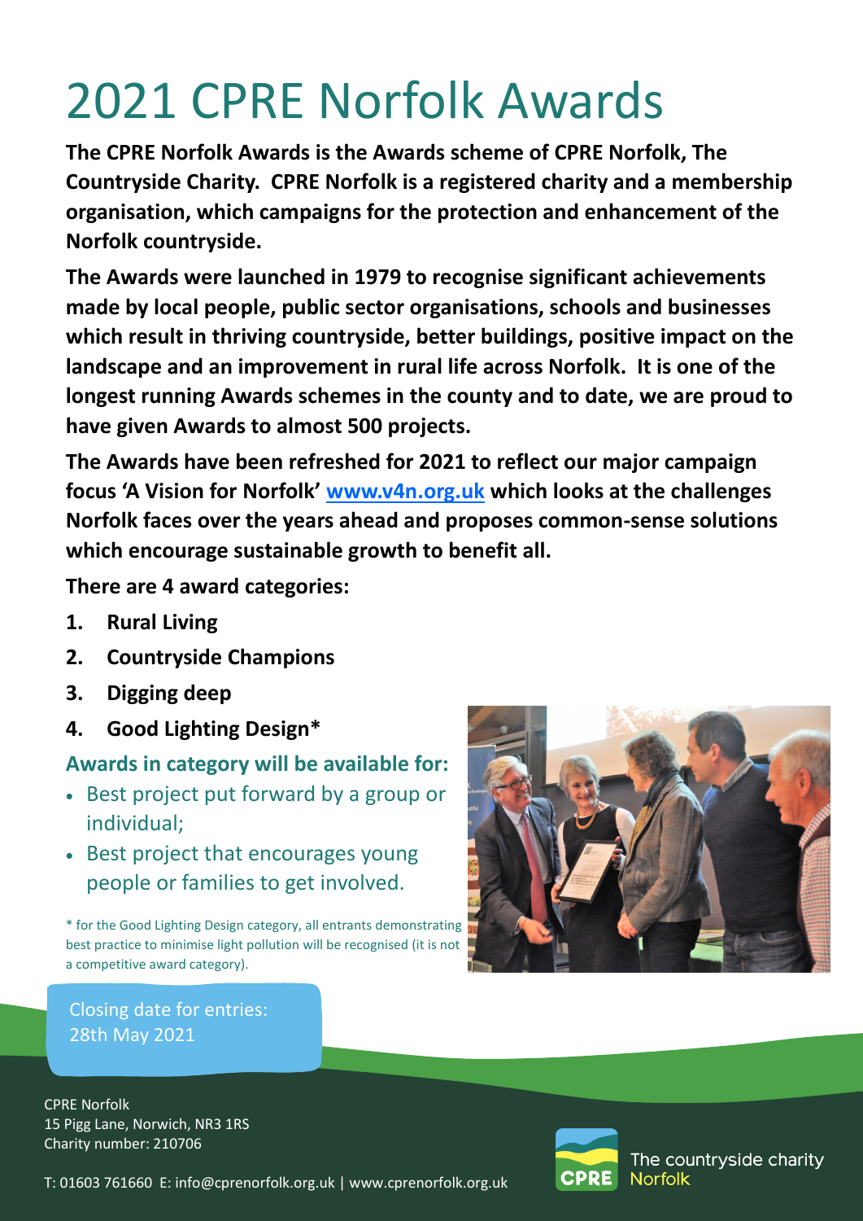# 2021 CPRE Norfolk Awards

**The CPRE Norfolk Awards is the Awards scheme of CPRE Norfolk, The Countryside Charity. CPRE Norfolk is a registered charity and a membership organisation, which campaigns for the protection and enhancement of the Norfolk countryside.**

**The Awards were launched in 1979 to recognise significant achievements made by local people, public sector organisations, schools and businesses which result in thriving countryside, better buildings, positive impact on the landscape and an improvement in rural life across Norfolk. It is one of the longest running Awards schemes in the county and to date, we are proud to have given Awards to almost 500 projects.**

**The Awards have been refreshed for 2021 to reflect our major campaign focus 'A Vision for Norfolk' [www.v4n.org.uk](http://www.v4n.org.uk) which looks at the challenges Norfolk faces over the years ahead and proposes common-sense solutions which encourage sustainable growth to benefit all.**

**There are 4 award categories:**

1. **Rural Living**
2. **Countryside Champions**
3. **Digging deep**
4. **Good Lighting Design***

### Awards in category will be available for:

- Best project put forward by a group or individual;
- Best project that encourages young people or families to get involved.

* for the Good Lighting Design category, all entrants demonstrating best practice to minimise light pollution will be recognised (it is not a competitive award category).

Closing date for entries: 28th May 2021

CPRE Norfolk
15 Pigg Lane, Norwich, NR3 1RS
Charity number: 210706

T: 01603 761660 E: info@cprenorfolk.org.uk | www.cprenorfolk.org.uk

CPRE The countryside charity Norfolk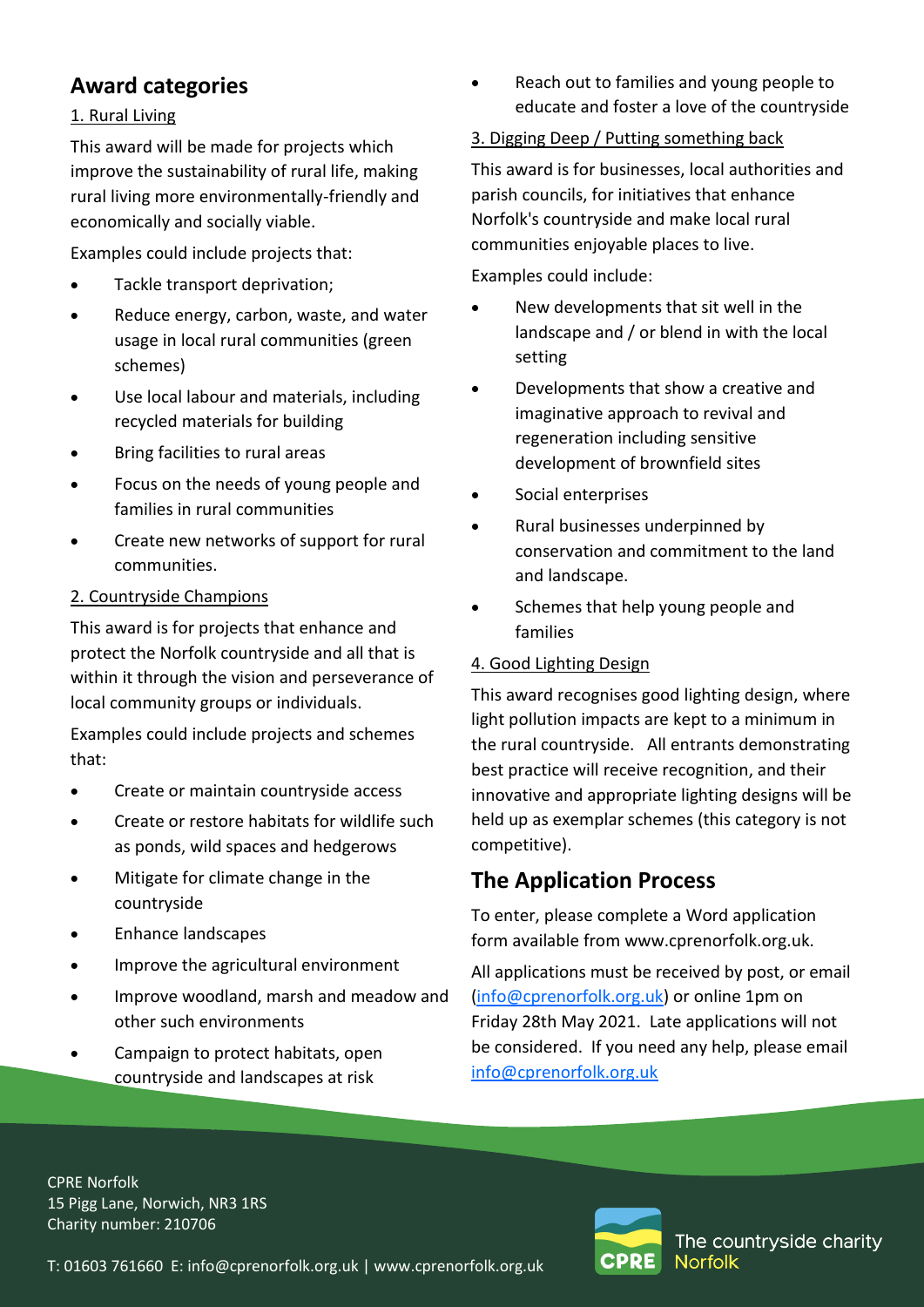## Award categories

1. Rural Living

This award will be made for projects which improve the sustainability of rural life, making rural living more environmentally-friendly and economically and socially viable.

Examples could include projects that:

- Tackle transport deprivation;
- Reduce energy, carbon, waste, and water usage in local rural communities (green schemes)
- Use local labour and materials, including recycled materials for building
- Bring facilities to rural areas
- Focus on the needs of young people and families in rural communities
- Create new networks of support for rural communities.

2. Countryside Champions

This award is for projects that enhance and protect the Norfolk countryside and all that is within it through the vision and perseverance of local community groups or individuals.

Examples could include projects and schemes that:

- Create or maintain countryside access
- Create or restore habitats for wildlife such as ponds, wild spaces and hedgerows
- Mitigate for climate change in the countryside
- Enhance landscapes
- Improve the agricultural environment
- Improve woodland, marsh and meadow and other such environments
- Campaign to protect habitats, open countryside and landscapes at risk
- Reach out to families and young people to educate and foster a love of the countryside

3. Digging Deep / Putting something back

This award is for businesses, local authorities and parish councils, for initiatives that enhance Norfolk's countryside and make local rural communities enjoyable places to live.

Examples could include:

- New developments that sit well in the landscape and / or blend in with the local setting
- Developments that show a creative and imaginative approach to revival and regeneration including sensitive development of brownfield sites
- Social enterprises
- Rural businesses underpinned by conservation and commitment to the land and landscape.
- Schemes that help young people and families

4. Good Lighting Design

This award recognises good lighting design, where light pollution impacts are kept to a minimum in the rural countryside. All entrants demonstrating best practice will receive recognition, and their innovative and appropriate lighting designs will be held up as exemplar schemes (this category is not competitive).

## The Application Process

To enter, please complete a Word application form available from www.cprenorfolk.org.uk.

All applications must be received by post, or email (info@cprenorfolk.org.uk) or online 1pm on Friday 28th May 2021. Late applications will not be considered. If you need any help, please email info@cprenorfolk.org.uk

CPRE Norfolk
15 Pigg Lane, Norwich, NR3 1RS
Charity number: 210706

T: 01603 761660 E: info@cprenorfolk.org.uk | www.cprenorfolk.org.uk

CPRE The countryside charity Norfolk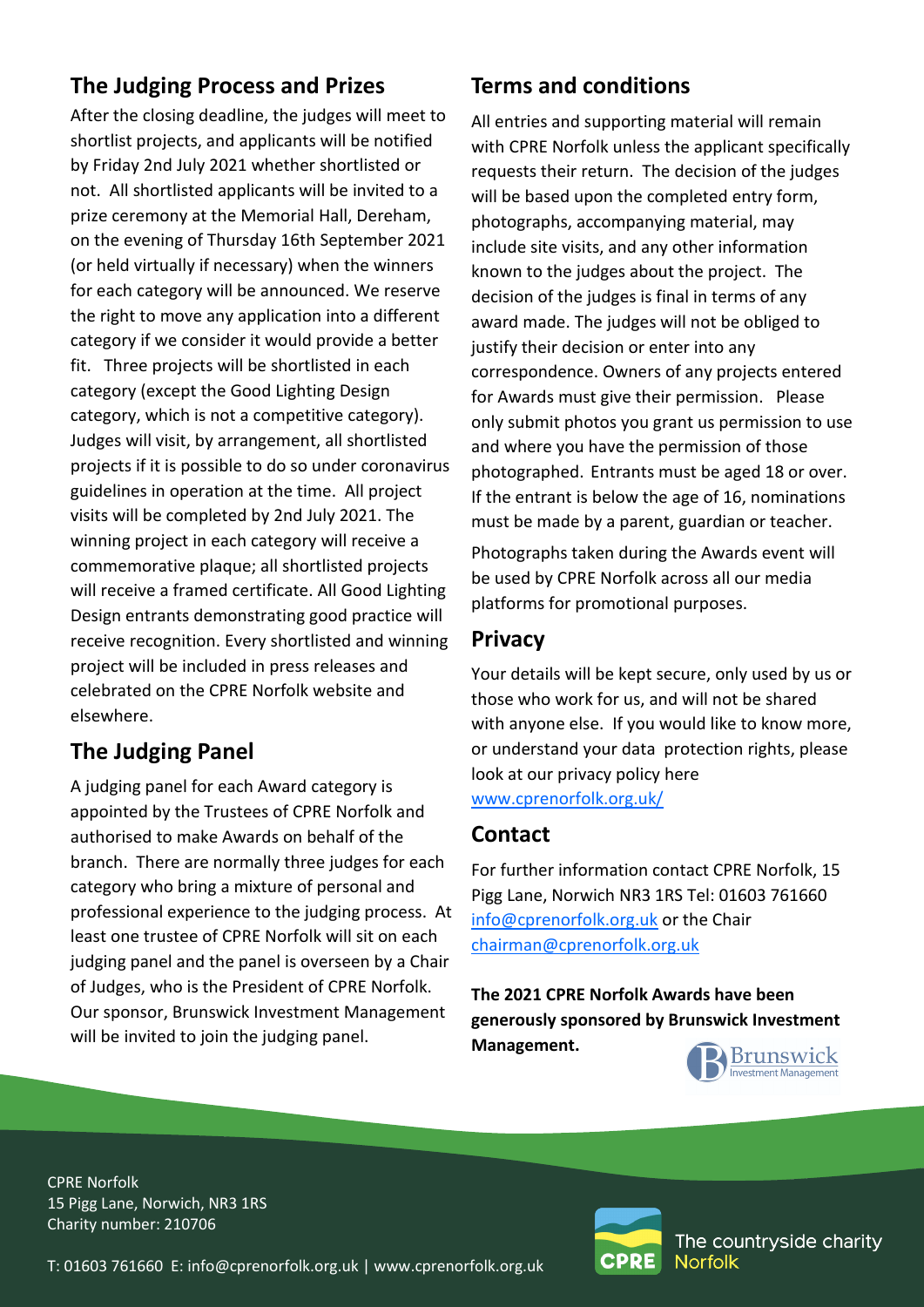## The Judging Process and Prizes

After the closing deadline, the judges will meet to shortlist projects, and applicants will be notified by Friday 2nd July 2021 whether shortlisted or not. All shortlisted applicants will be invited to a prize ceremony at the Memorial Hall, Dereham, on the evening of Thursday 16th September 2021 (or held virtually if necessary) when the winners for each category will be announced. We reserve the right to move any application into a different category if we consider it would provide a better fit. Three projects will be shortlisted in each category (except the Good Lighting Design category, which is not a competitive category). Judges will visit, by arrangement, all shortlisted projects if it is possible to do so under coronavirus guidelines in operation at the time. All project visits will be completed by 2nd July 2021. The winning project in each category will receive a commemorative plaque; all shortlisted projects will receive a framed certificate. All Good Lighting Design entrants demonstrating good practice will receive recognition. Every shortlisted and winning project will be included in press releases and celebrated on the CPRE Norfolk website and elsewhere.

## The Judging Panel

A judging panel for each Award category is appointed by the Trustees of CPRE Norfolk and authorised to make Awards on behalf of the branch. There are normally three judges for each category who bring a mixture of personal and professional experience to the judging process. At least one trustee of CPRE Norfolk will sit on each judging panel and the panel is overseen by a Chair of Judges, who is the President of CPRE Norfolk. Our sponsor, Brunswick Investment Management will be invited to join the judging panel.

## Terms and conditions

All entries and supporting material will remain with CPRE Norfolk unless the applicant specifically requests their return. The decision of the judges will be based upon the completed entry form, photographs, accompanying material, may include site visits, and any other information known to the judges about the project. The decision of the judges is final in terms of any award made. The judges will not be obliged to justify their decision or enter into any correspondence. Owners of any projects entered for Awards must give their permission. Please only submit photos you grant us permission to use and where you have the permission of those photographed. Entrants must be aged 18 or over. If the entrant is below the age of 16, nominations must be made by a parent, guardian or teacher.

Photographs taken during the Awards event will be used by CPRE Norfolk across all our media platforms for promotional purposes.

## Privacy

Your details will be kept secure, only used by us or those who work for us, and will not be shared with anyone else. If you would like to know more, or understand your data protection rights, please look at our privacy policy here www.cprenorfolk.org.uk/

## Contact

For further information contact CPRE Norfolk, 15 Pigg Lane, Norwich NR3 1RS Tel: 01603 761660 info@cprenorfolk.org.uk or the Chair chairman@cprenorfolk.org.uk

**The 2021 CPRE Norfolk Awards have been generously sponsored by Brunswick Investment Management.**

Brunswick Investment Management

CPRE Norfolk
15 Pigg Lane, Norwich, NR3 1RS
Charity number: 210706

T: 01603 761660 E: info@cprenorfolk.org.uk | www.cprenorfolk.org.uk

CPRE The countryside charity Norfolk